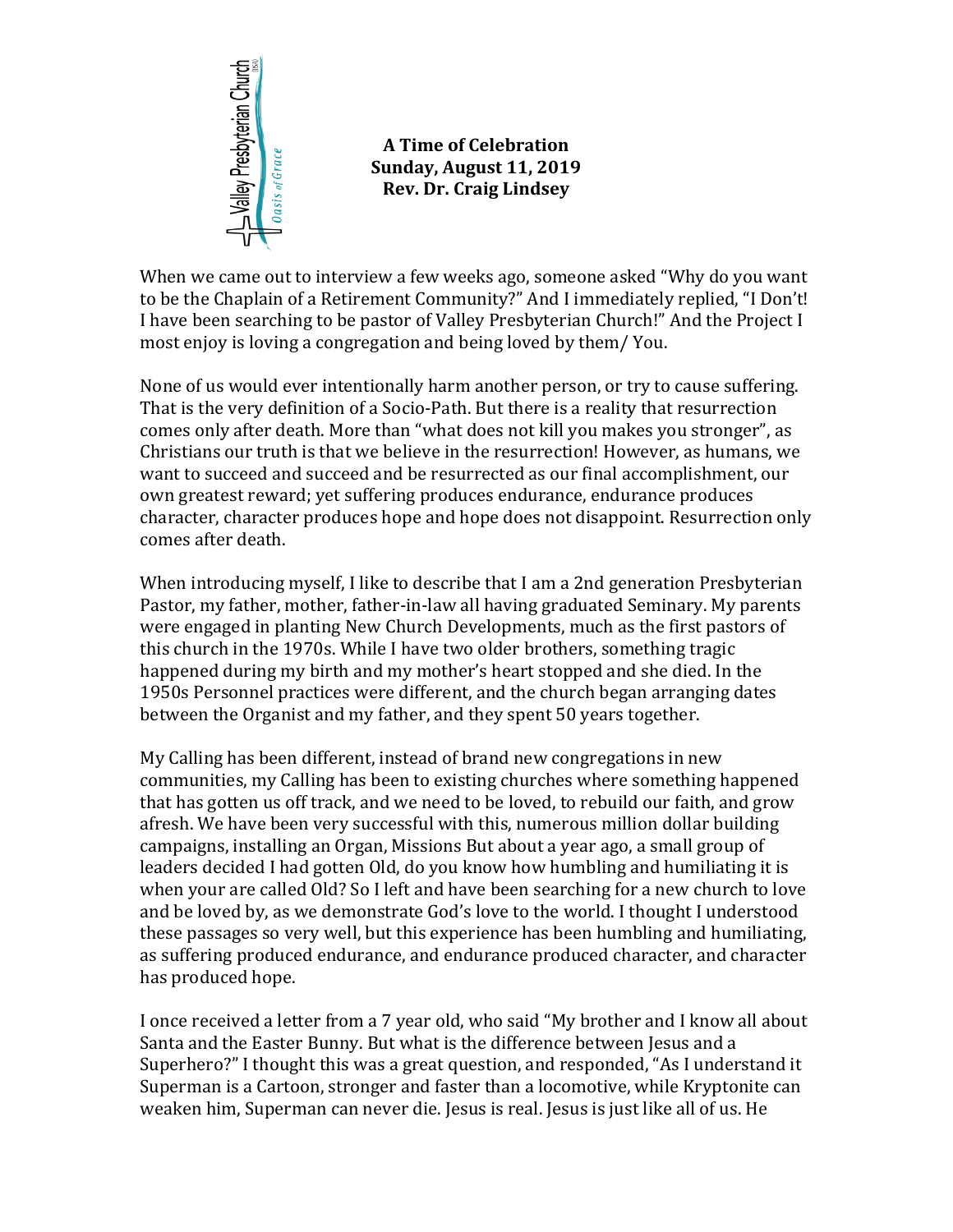**A Time of Celebration**
**Sunday, August 11, 2019**
**Rev. Dr. Craig Lindsey**

When we came out to interview a few weeks ago, someone asked "Why do you want to be the Chaplain of a Retirement Community?" And I immediately replied, "I Don't! I have been searching to be pastor of Valley Presbyterian Church!" And the Project I most enjoy is loving a congregation and being loved by them/ You.

None of us would ever intentionally harm another person, or try to cause suffering. That is the very definition of a Socio-Path. But there is a reality that resurrection comes only after death. More than "what does not kill you makes you stronger", as Christians our truth is that we believe in the resurrection! However, as humans, we want to succeed and succeed and be resurrected as our final accomplishment, our own greatest reward; yet suffering produces endurance, endurance produces character, character produces hope and hope does not disappoint. Resurrection only comes after death.

When introducing myself, I like to describe that I am a 2nd generation Presbyterian Pastor, my father, mother, father-in-law all having graduated Seminary. My parents were engaged in planting New Church Developments, much as the first pastors of this church in the 1970s. While I have two older brothers, something tragic happened during my birth and my mother's heart stopped and she died. In the 1950s Personnel practices were different, and the church began arranging dates between the Organist and my father, and they spent 50 years together.

My Calling has been different, instead of brand new congregations in new communities, my Calling has been to existing churches where something happened that has gotten us off track, and we need to be loved, to rebuild our faith, and grow afresh. We have been very successful with this, numerous million dollar building campaigns, installing an Organ, Missions But about a year ago, a small group of leaders decided I had gotten Old, do you know how humbling and humiliating it is when your are called Old? So I left and have been searching for a new church to love and be loved by, as we demonstrate God's love to the world. I thought I understood these passages so very well, but this experience has been humbling and humiliating, as suffering produced endurance, and endurance produced character, and character has produced hope.

I once received a letter from a 7 year old, who said "My brother and I know all about Santa and the Easter Bunny. But what is the difference between Jesus and a Superhero?" I thought this was a great question, and responded, "As I understand it Superman is a Cartoon, stronger and faster than a locomotive, while Kryptonite can weaken him, Superman can never die. Jesus is real. Jesus is just like all of us. He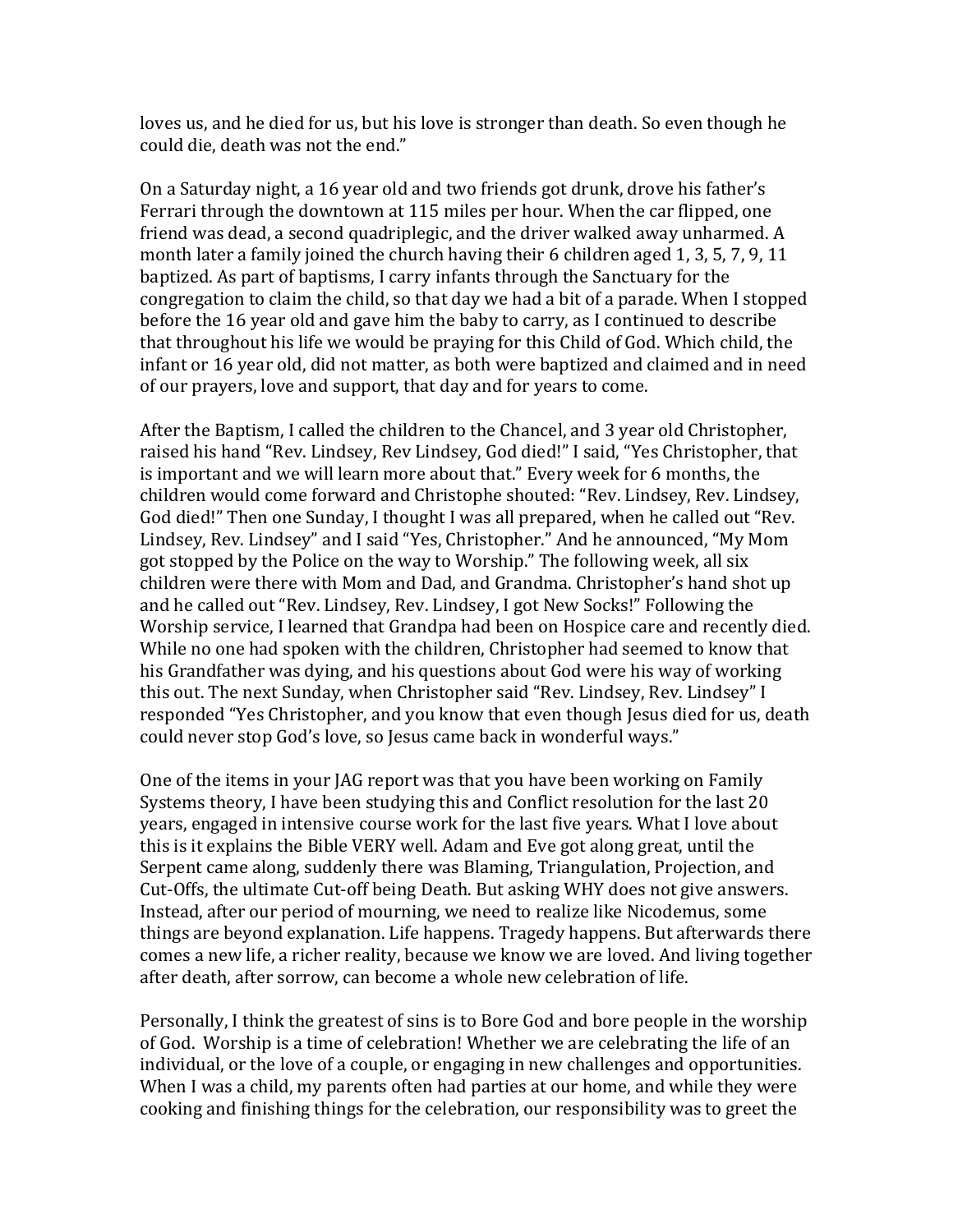loves us, and he died for us, but his love is stronger than death. So even though he could die, death was not the end."

On a Saturday night, a 16 year old and two friends got drunk, drove his father's Ferrari through the downtown at 115 miles per hour. When the car flipped, one friend was dead, a second quadriplegic, and the driver walked away unharmed. A month later a family joined the church having their 6 children aged 1, 3, 5, 7, 9, 11 baptized. As part of baptisms, I carry infants through the Sanctuary for the congregation to claim the child, so that day we had a bit of a parade. When I stopped before the 16 year old and gave him the baby to carry, as I continued to describe that throughout his life we would be praying for this Child of God. Which child, the infant or 16 year old, did not matter, as both were baptized and claimed and in need of our prayers, love and support, that day and for years to come.

After the Baptism, I called the children to the Chancel, and 3 year old Christopher, raised his hand "Rev. Lindsey, Rev Lindsey, God died!" I said, "Yes Christopher, that is important and we will learn more about that." Every week for 6 months, the children would come forward and Christophe shouted: "Rev. Lindsey, Rev. Lindsey, God died!" Then one Sunday, I thought I was all prepared, when he called out "Rev. Lindsey, Rev. Lindsey" and I said "Yes, Christopher." And he announced, "My Mom got stopped by the Police on the way to Worship." The following week, all six children were there with Mom and Dad, and Grandma. Christopher's hand shot up and he called out "Rev. Lindsey, Rev. Lindsey, I got New Socks!" Following the Worship service, I learned that Grandpa had been on Hospice care and recently died. While no one had spoken with the children, Christopher had seemed to know that his Grandfather was dying, and his questions about God were his way of working this out. The next Sunday, when Christopher said "Rev. Lindsey, Rev. Lindsey" I responded "Yes Christopher, and you know that even though Jesus died for us, death could never stop God's love, so Jesus came back in wonderful ways."

One of the items in your JAG report was that you have been working on Family Systems theory, I have been studying this and Conflict resolution for the last 20 years, engaged in intensive course work for the last five years. What I love about this is it explains the Bible VERY well. Adam and Eve got along great, until the Serpent came along, suddenly there was Blaming, Triangulation, Projection, and Cut-Offs, the ultimate Cut-off being Death. But asking WHY does not give answers. Instead, after our period of mourning, we need to realize like Nicodemus, some things are beyond explanation. Life happens. Tragedy happens. But afterwards there comes a new life, a richer reality, because we know we are loved. And living together after death, after sorrow, can become a whole new celebration of life.

Personally, I think the greatest of sins is to Bore God and bore people in the worship of God. Worship is a time of celebration! Whether we are celebrating the life of an individual, or the love of a couple, or engaging in new challenges and opportunities. When I was a child, my parents often had parties at our home, and while they were cooking and finishing things for the celebration, our responsibility was to greet the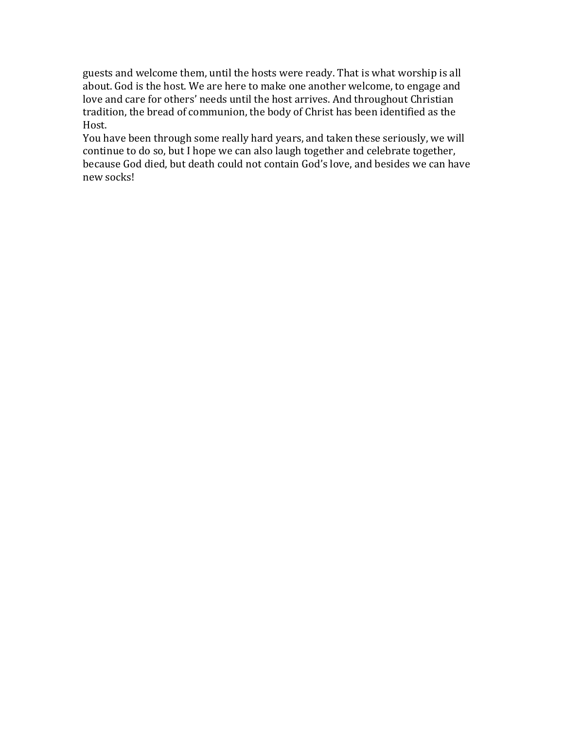guests and welcome them, until the hosts were ready. That is what worship is all about. God is the host. We are here to make one another welcome, to engage and love and care for others' needs until the host arrives. And throughout Christian tradition, the bread of communion, the body of Christ has been identified as the Host.

You have been through some really hard years, and taken these seriously, we will continue to do so, but I hope we can also laugh together and celebrate together, because God died, but death could not contain God's love, and besides we can have new socks!